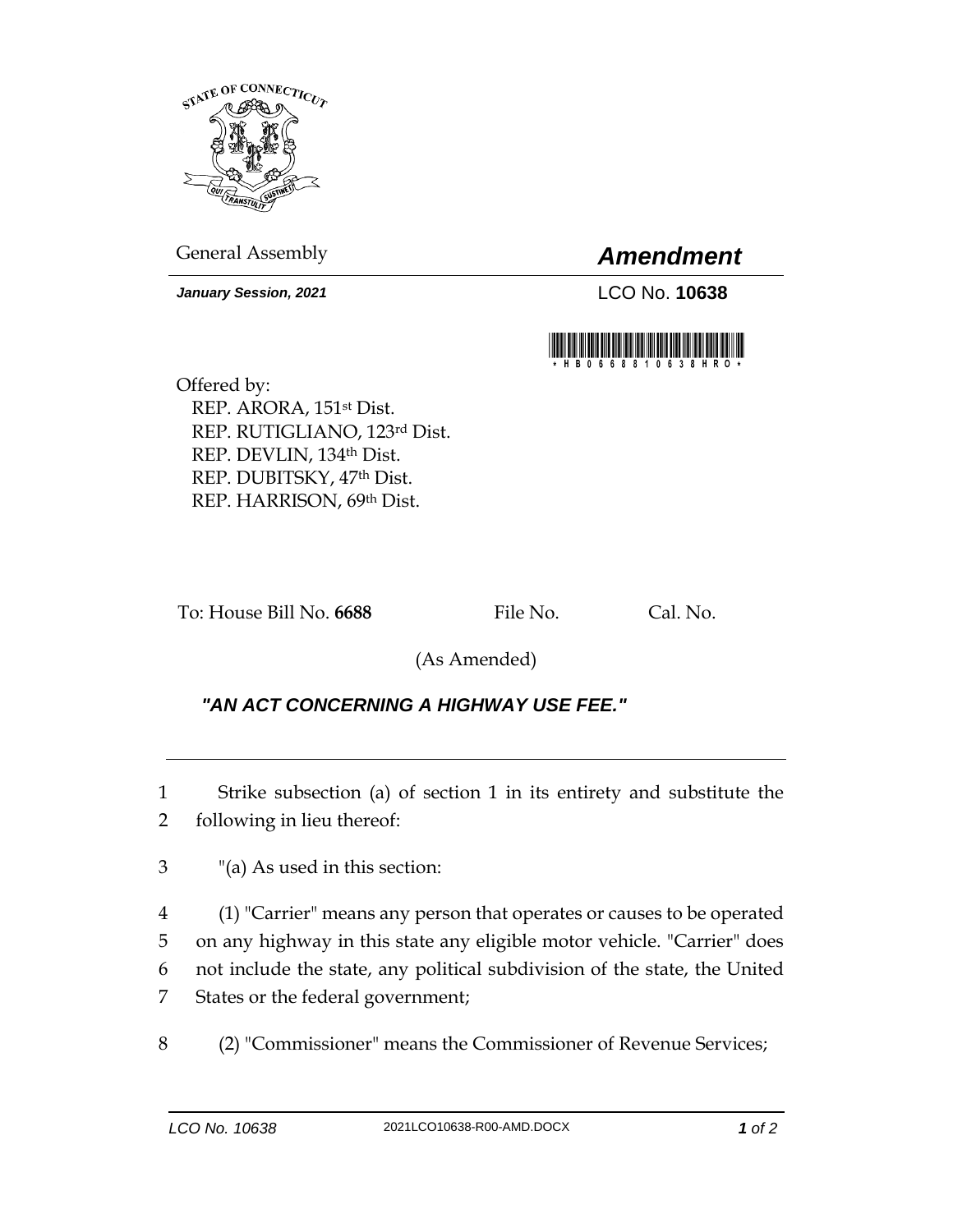STATE OF CONNECTICUT

General Assembly

# *Amendment*

***January Session, 2021***

LCO No. **10638**

\*HB06688 10638HRO\*

Offered by:
REP. ARORA, 151st Dist.
REP. RUTIGLIANO, 123rd Dist.
REP. DEVLIN, 134th Dist.
REP. DUBITSKY, 47th Dist.
REP. HARRISON, 69th Dist.

To: House Bill No. **6688** File No. Cal. No.

(As Amended)

## ***"AN ACT CONCERNING A HIGHWAY USE FEE."***

1 Strike subsection (a) of section 1 in its entirety and substitute the
2 following in lieu thereof:

3 "(a) As used in this section:

4 (1) "Carrier" means any person that operates or causes to be operated
5 on any highway in this state any eligible motor vehicle. "Carrier" does
6 not include the state, any political subdivision of the state, the United
7 States or the federal government;

8 (2) "Commissioner" means the Commissioner of Revenue Services;

LCO No. 10638 2021LCO10638-R00-AMD.DOCX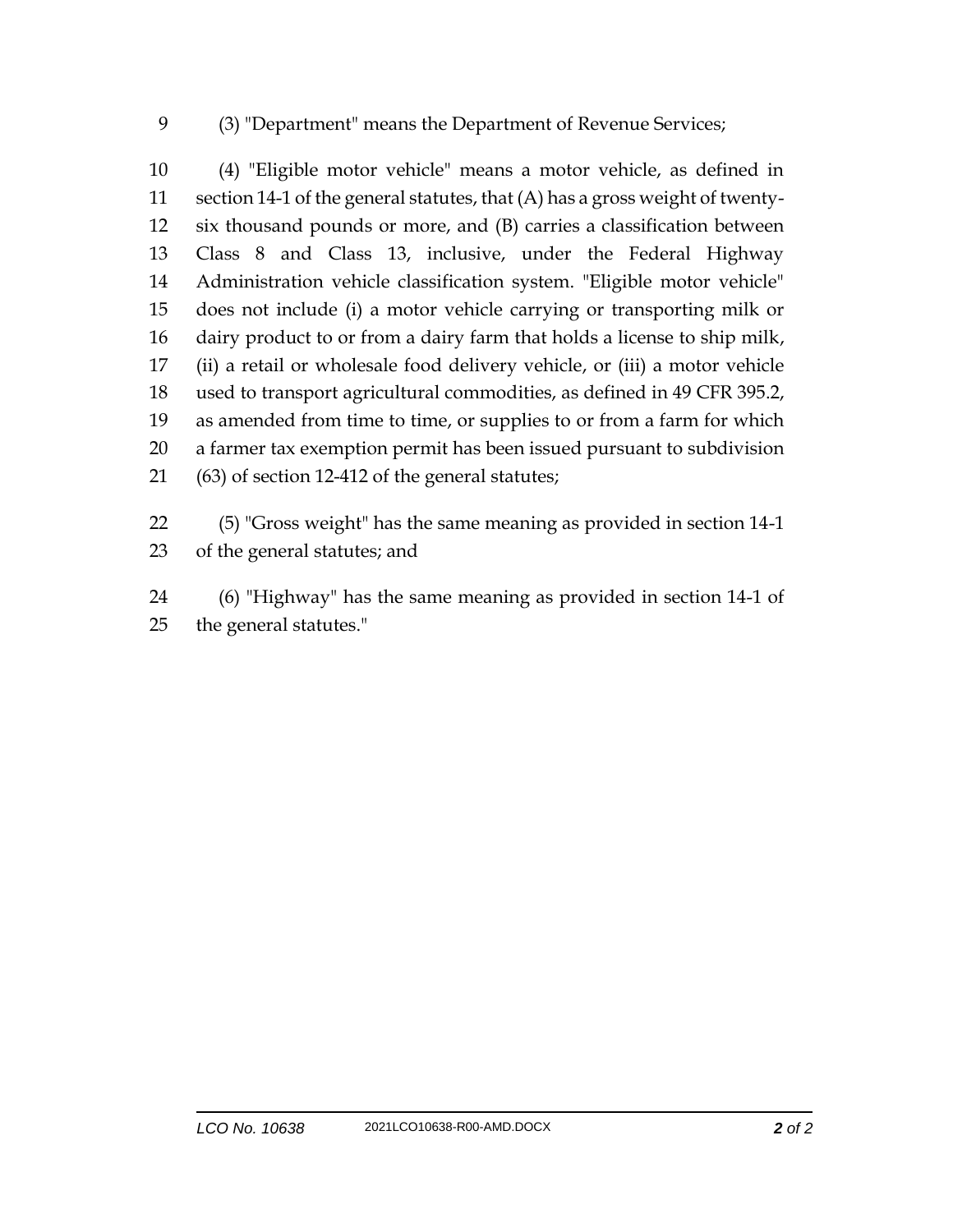(3) "Department" means the Department of Revenue Services;

(4) "Eligible motor vehicle" means a motor vehicle, as defined in section 14-1 of the general statutes, that (A) has a gross weight of twenty-six thousand pounds or more, and (B) carries a classification between Class 8 and Class 13, inclusive, under the Federal Highway Administration vehicle classification system. "Eligible motor vehicle" does not include (i) a motor vehicle carrying or transporting milk or dairy product to or from a dairy farm that holds a license to ship milk, (ii) a retail or wholesale food delivery vehicle, or (iii) a motor vehicle used to transport agricultural commodities, as defined in 49 CFR 395.2, as amended from time to time, or supplies to or from a farm for which a farmer tax exemption permit has been issued pursuant to subdivision (63) of section 12-412 of the general statutes;

(5) "Gross weight" has the same meaning as provided in section 14-1 of the general statutes; and

(6) "Highway" has the same meaning as provided in section 14-1 of the general statutes."